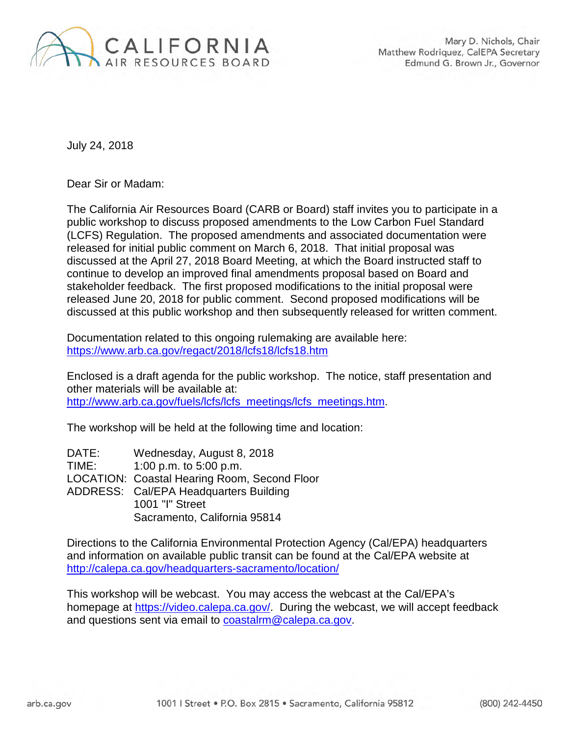CALIFORNIA AIR RESOURCES BOARD

Mary D. Nichols, Chair
Matthew Rodriquez, CalEPA Secretary
Edmund G. Brown Jr., Governor

July 24, 2018

Dear Sir or Madam:

The California Air Resources Board (CARB or Board) staff invites you to participate in a public workshop to discuss proposed amendments to the Low Carbon Fuel Standard (LCFS) Regulation. The proposed amendments and associated documentation were released for initial public comment on March 6, 2018. That initial proposal was discussed at the April 27, 2018 Board Meeting, at which the Board instructed staff to continue to develop an improved final amendments proposal based on Board and stakeholder feedback. The first proposed modifications to the initial proposal were released June 20, 2018 for public comment. Second proposed modifications will be discussed at this public workshop and then subsequently released for written comment.

Documentation related to this ongoing rulemaking are available here: https://www.arb.ca.gov/regact/2018/lcfs18/lcfs18.htm

Enclosed is a draft agenda for the public workshop. The notice, staff presentation and other materials will be available at: http://www.arb.ca.gov/fuels/lcfs/lcfs_meetings/lcfs_meetings.htm.

The workshop will be held at the following time and location:

DATE: Wednesday, August 8, 2018
TIME: 1:00 p.m. to 5:00 p.m.
LOCATION: Coastal Hearing Room, Second Floor
ADDRESS: Cal/EPA Headquarters Building
1001 "I" Street
Sacramento, California 95814

Directions to the California Environmental Protection Agency (Cal/EPA) headquarters and information on available public transit can be found at the Cal/EPA website at http://calepa.ca.gov/headquarters-sacramento/location/

This workshop will be webcast. You may access the webcast at the Cal/EPA's homepage at https://video.calepa.ca.gov/. During the webcast, we will accept feedback and questions sent via email to coastalrm@calepa.ca.gov.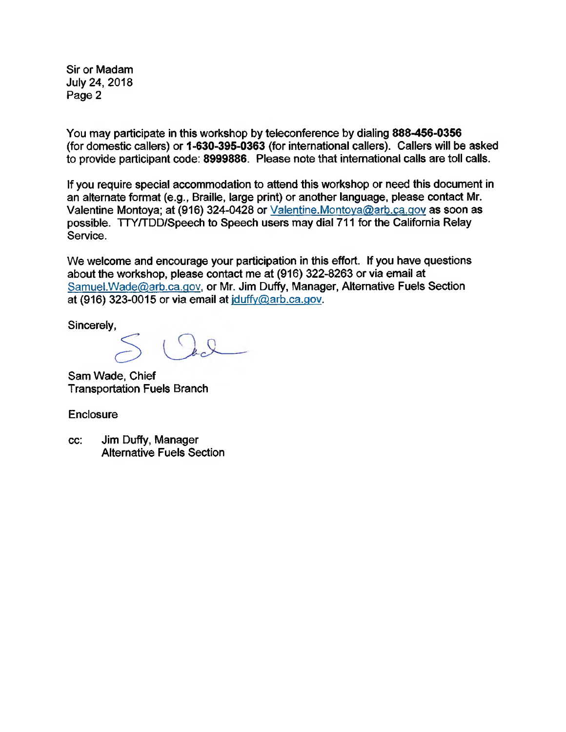You may participate in this workshop by teleconference by dialing **888-456-0356** (for domestic callers) or **1-630-395-0363** (for international callers). Callers will be asked to provide participant code: **8999886**. Please note that international calls are toll calls.

If you require special accommodation to attend this workshop or need this document in an alternate format (e.g., Braille, large print) or another language, please contact Mr. Valentine Montoya; at (916) 324-0428 or Valentine.Montoya@arb.ca.gov as soon as possible. TTY/TDD/Speech to Speech users may dial 711 for the California Relay Service.

We welcome and encourage your participation in this effort. If you have questions about the workshop, please contact me at (916) 322-8263 or via email at Samuel.Wade@arb.ca.gov, or Mr. Jim Duffy, Manager, Alternative Fuels Section at (916) 323-0015 or via email at jduffy@arb.ca.gov.

Sincerely,

Sam Wade, Chief
Transportation Fuels Branch

Enclosure

cc: Jim Duffy, Manager
Alternative Fuels Section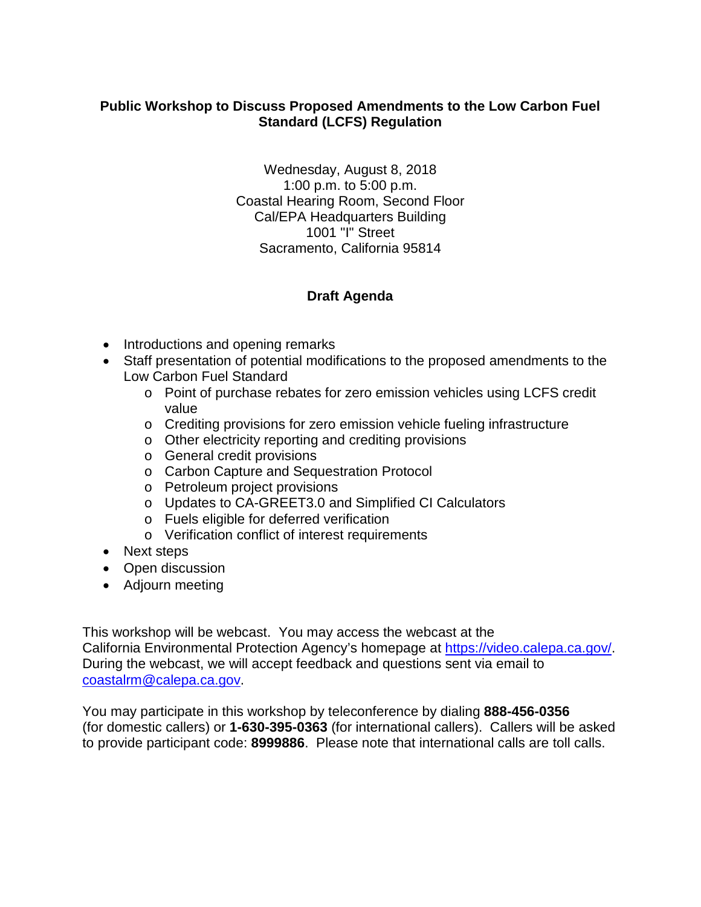**Public Workshop to Discuss Proposed Amendments to the Low Carbon Fuel Standard (LCFS) Regulation**

Wednesday, August 8, 2018
1:00 p.m. to 5:00 p.m.
Coastal Hearing Room, Second Floor
Cal/EPA Headquarters Building
1001 "I" Street
Sacramento, California 95814

**Draft Agenda**

- Introductions and opening remarks
- Staff presentation of potential modifications to the proposed amendments to the Low Carbon Fuel Standard
  - Point of purchase rebates for zero emission vehicles using LCFS credit value
  - Crediting provisions for zero emission vehicle fueling infrastructure
  - Other electricity reporting and crediting provisions
  - General credit provisions
  - Carbon Capture and Sequestration Protocol
  - Petroleum project provisions
  - Updates to CA-GREET3.0 and Simplified CI Calculators
  - Fuels eligible for deferred verification
  - Verification conflict of interest requirements
- Next steps
- Open discussion
- Adjourn meeting

This workshop will be webcast. You may access the webcast at the California Environmental Protection Agency's homepage at https://video.calepa.ca.gov/. During the webcast, we will accept feedback and questions sent via email to coastalrm@calepa.ca.gov.

You may participate in this workshop by teleconference by dialing **888-456-0356** (for domestic callers) or **1-630-395-0363** (for international callers). Callers will be asked to provide participant code: **8999886**. Please note that international calls are toll calls.